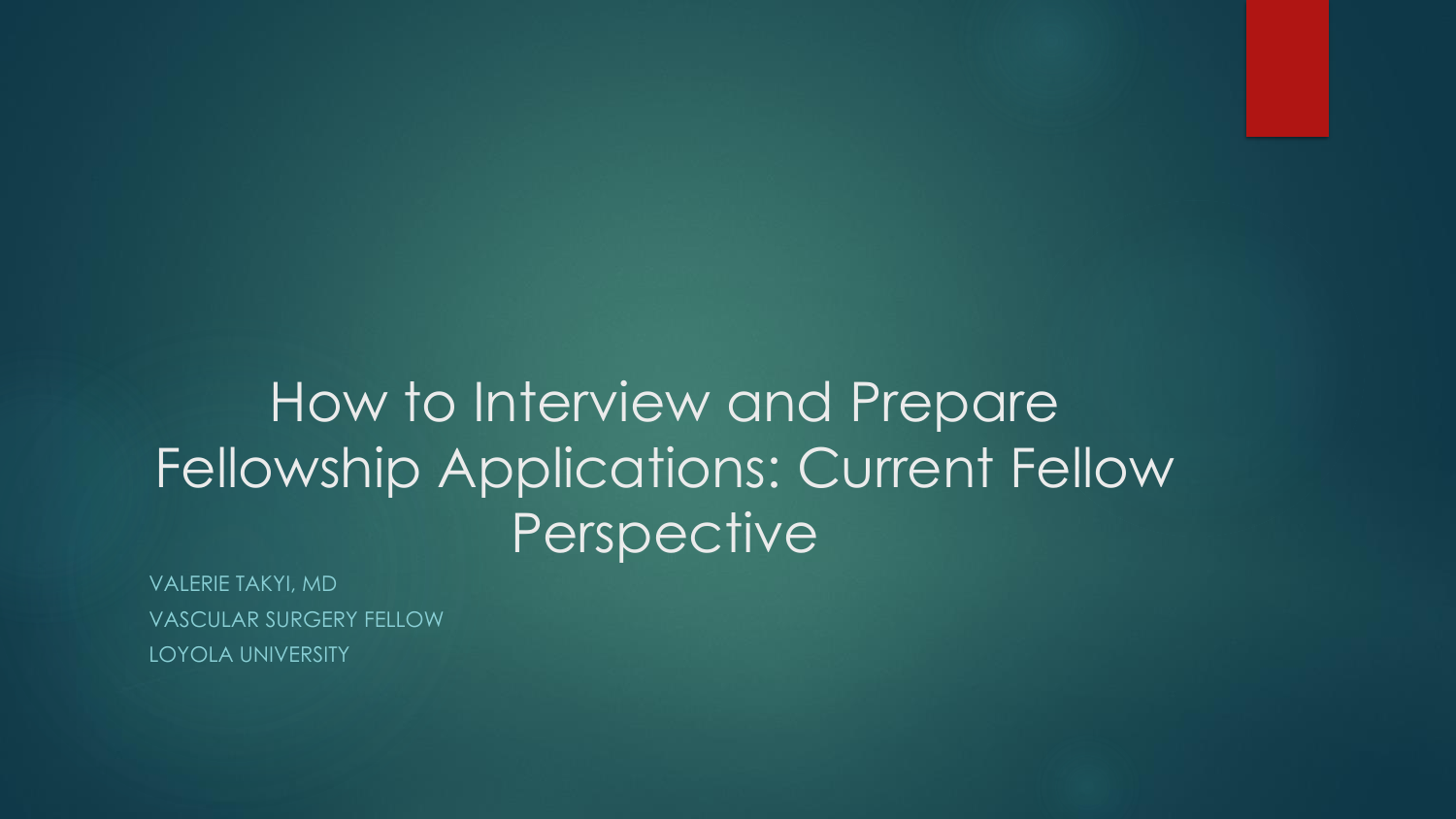# How to Interview and Prepare Fellowship Applications: Current Fellow Perspective

VALERIE TAKYI, MD

VASCULAR SURGERY FELLOW

LOYOLA UNIVERSITY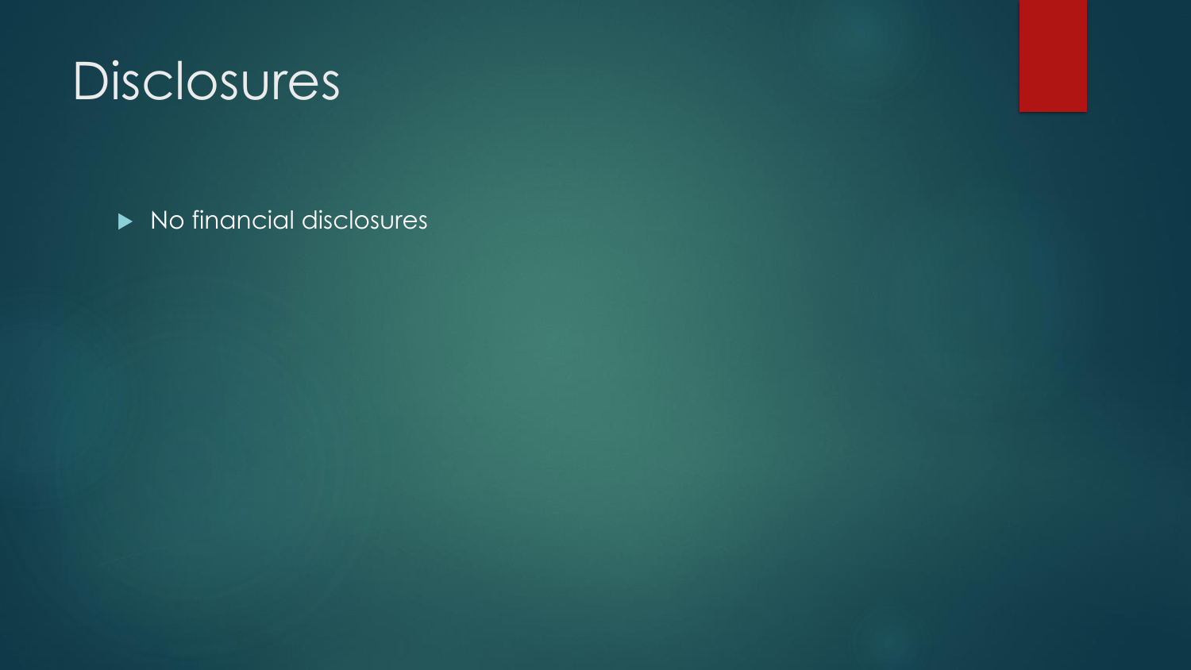# Disclosures

- No financial disclosures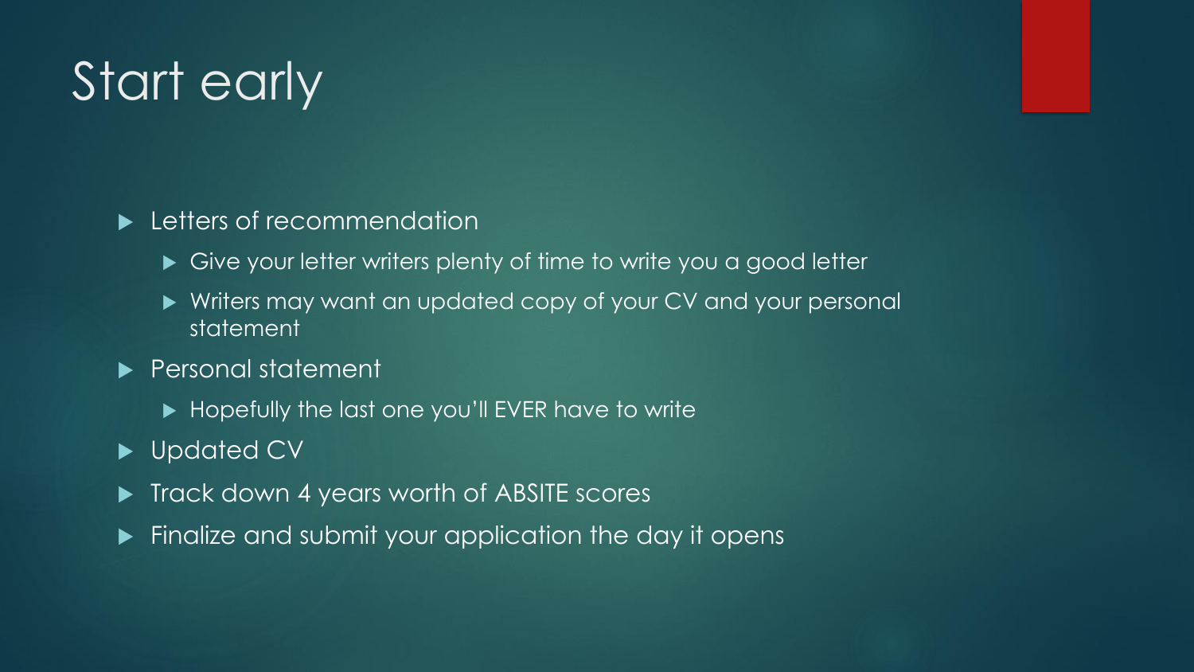# Start early

- Letters of recommendation
  - Give your letter writers plenty of time to write you a good letter
  - Writers may want an updated copy of your CV and your personal statement
- Personal statement
  - Hopefully the last one you'll EVER have to write
- Updated CV
- Track down 4 years worth of ABSITE scores
- Finalize and submit your application the day it opens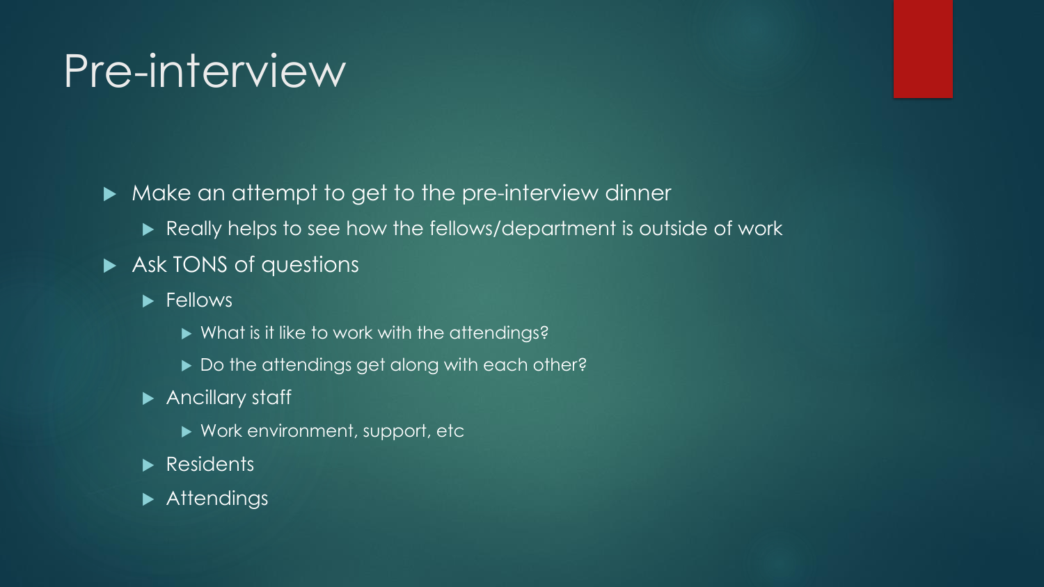# Pre-interview

- Make an attempt to get to the pre-interview dinner
  - Really helps to see how the fellows/department is outside of work
- Ask TONS of questions
  - Fellows
    - What is it like to work with the attendings?
    - Do the attendings get along with each other?
  - Ancillary staff
    - Work environment, support, etc
  - Residents
  - Attendings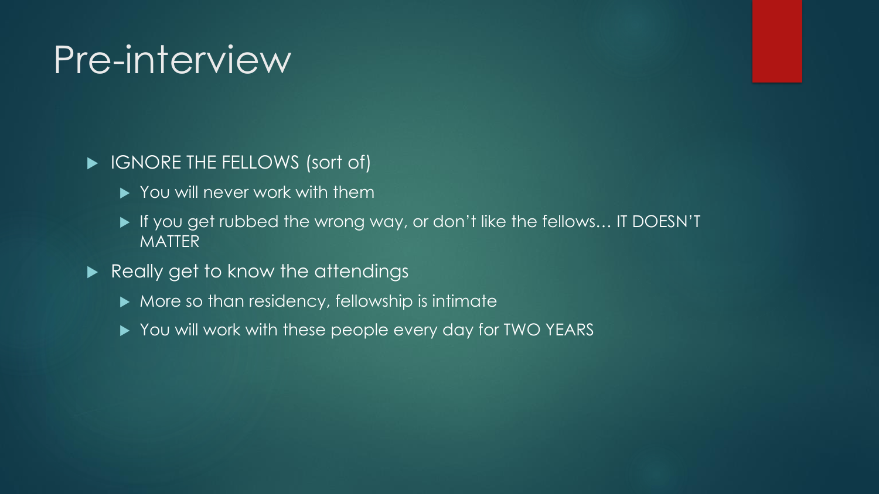# Pre-interview

- IGNORE THE FELLOWS (sort of)
  - You will never work with them
  - If you get rubbed the wrong way, or don't like the fellows… IT DOESN'T MATTER
- Really get to know the attendings
  - More so than residency, fellowship is intimate
  - You will work with these people every day for TWO YEARS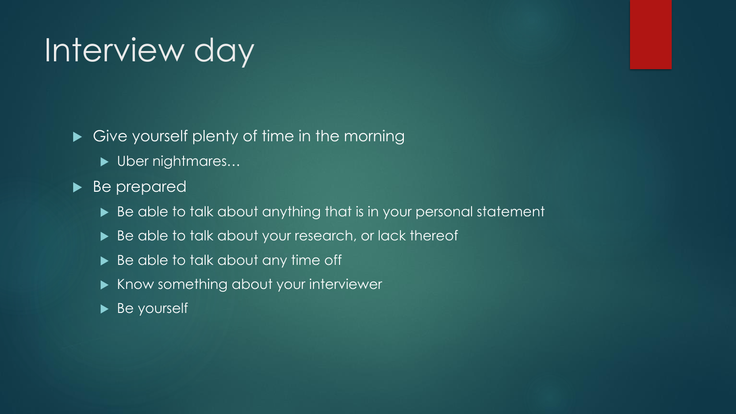# Interview day

- Give yourself plenty of time in the morning
  - Uber nightmares…
- Be prepared
  - Be able to talk about anything that is in your personal statement
  - Be able to talk about your research, or lack thereof
  - Be able to talk about any time off
  - Know something about your interviewer
  - Be yourself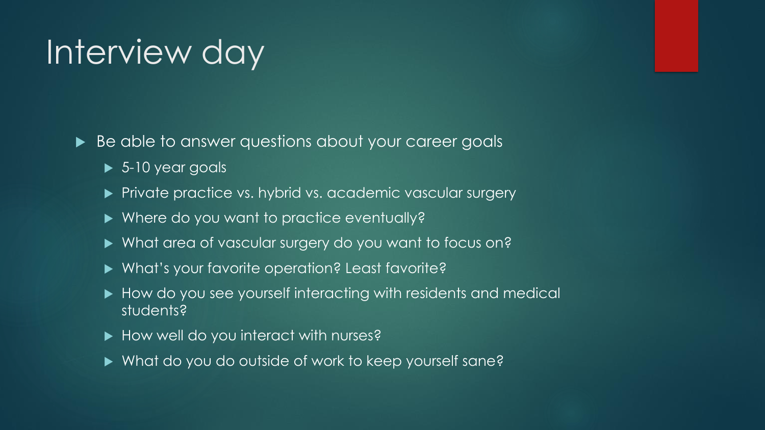# Interview day

- Be able to answer questions about your career goals
  - 5-10 year goals
  - Private practice vs. hybrid vs. academic vascular surgery
  - Where do you want to practice eventually?
  - What area of vascular surgery do you want to focus on?
  - What's your favorite operation? Least favorite?
  - How do you see yourself interacting with residents and medical students?
  - How well do you interact with nurses?
  - What do you do outside of work to keep yourself sane?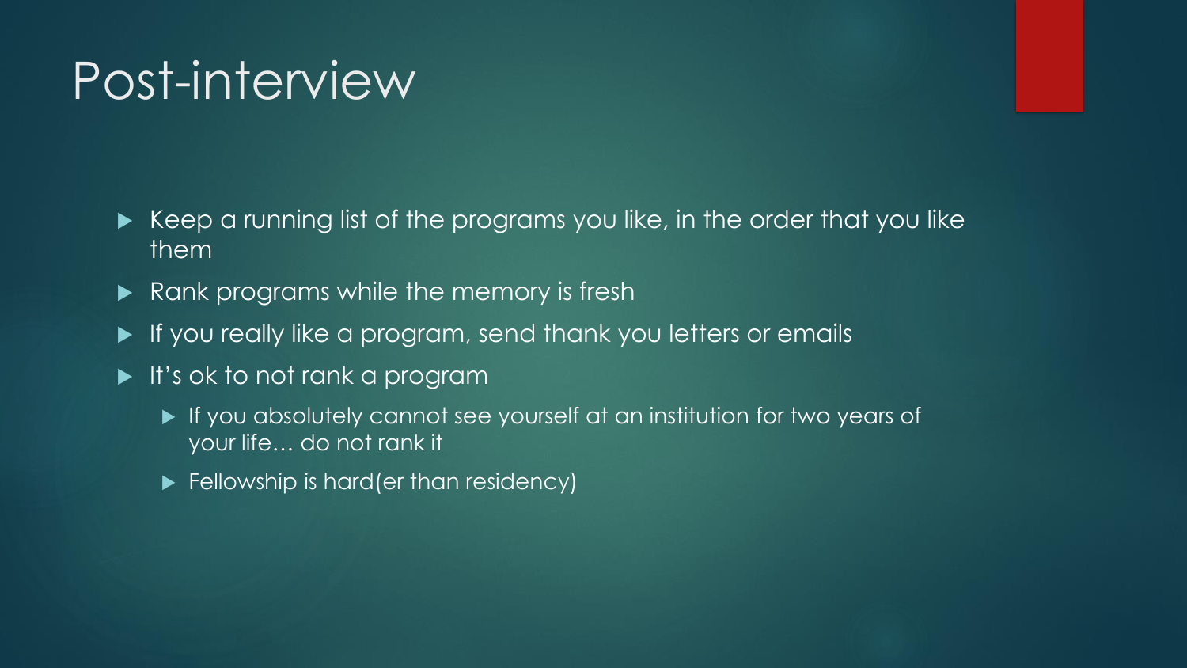# Post-interview

- Keep a running list of the programs you like, in the order that you like them
- Rank programs while the memory is fresh
- If you really like a program, send thank you letters or emails
- It's ok to not rank a program
  - If you absolutely cannot see yourself at an institution for two years of your life… do not rank it
  - Fellowship is hard(er than residency)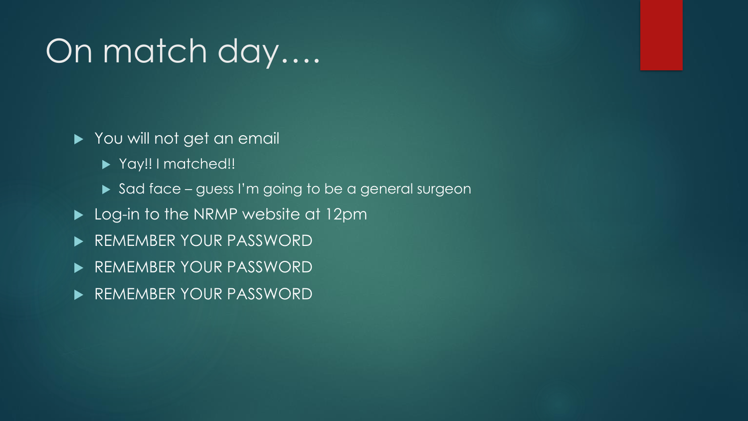# On match day….

- You will not get an email
  - Yay!! I matched!!
  - Sad face – guess I'm going to be a general surgeon
- Log-in to the NRMP website at 12pm
- REMEMBER YOUR PASSWORD
- REMEMBER YOUR PASSWORD
- REMEMBER YOUR PASSWORD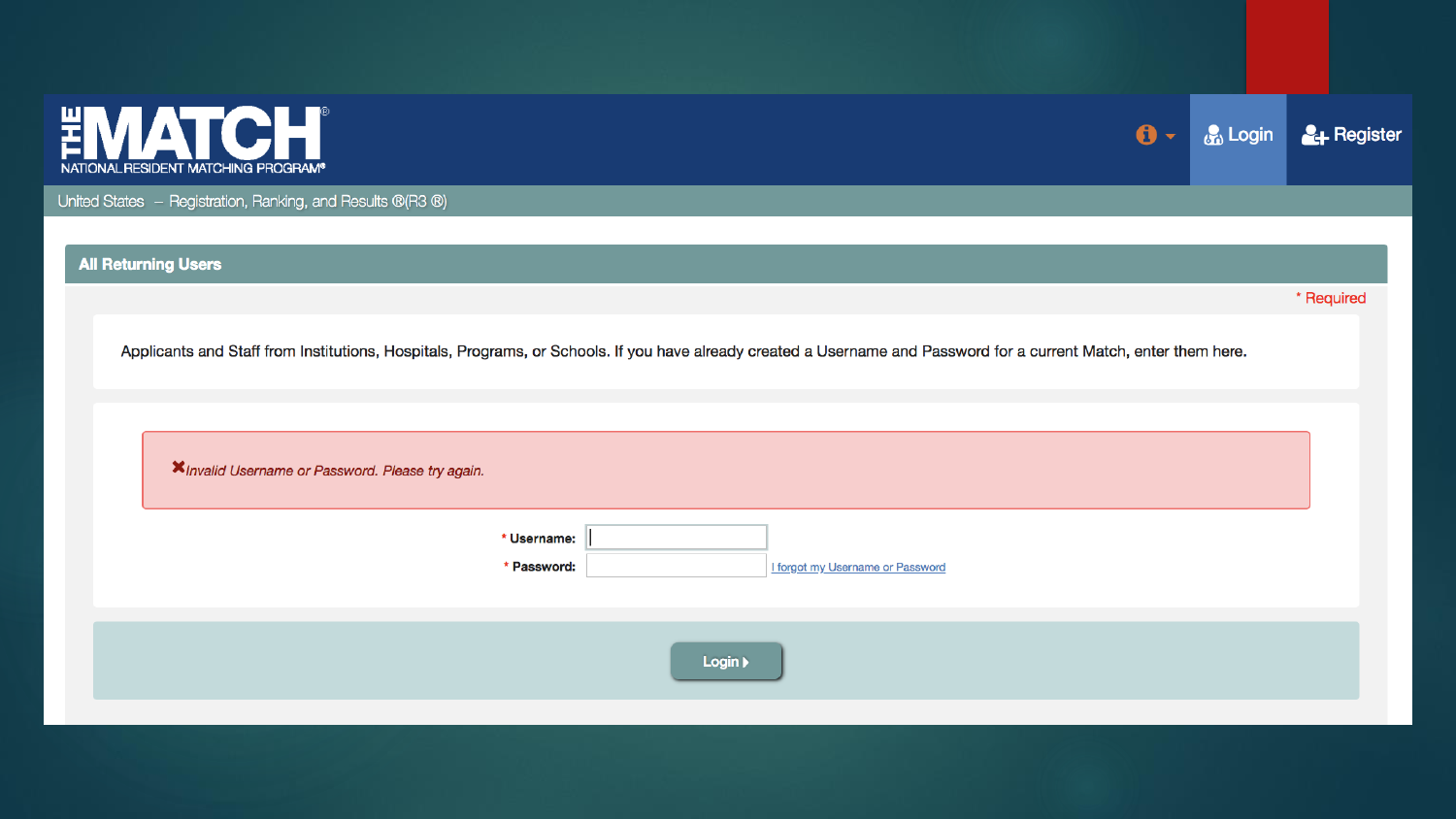**THE MATCH**®
NATIONAL RESIDENT MATCHING PROGRAM®

Login | Register

United States – Registration, Ranking, and Results ®(R3 ®)

## All Returning Users

\* Required

Applicants and Staff from Institutions, Hospitals, Programs, or Schools. If you have already created a Username and Password for a current Match, enter them here.

✖ *Invalid Username or Password. Please try again.*

\* **Username:**

\* **Password:** I forgot my Username or Password

**Login ▸**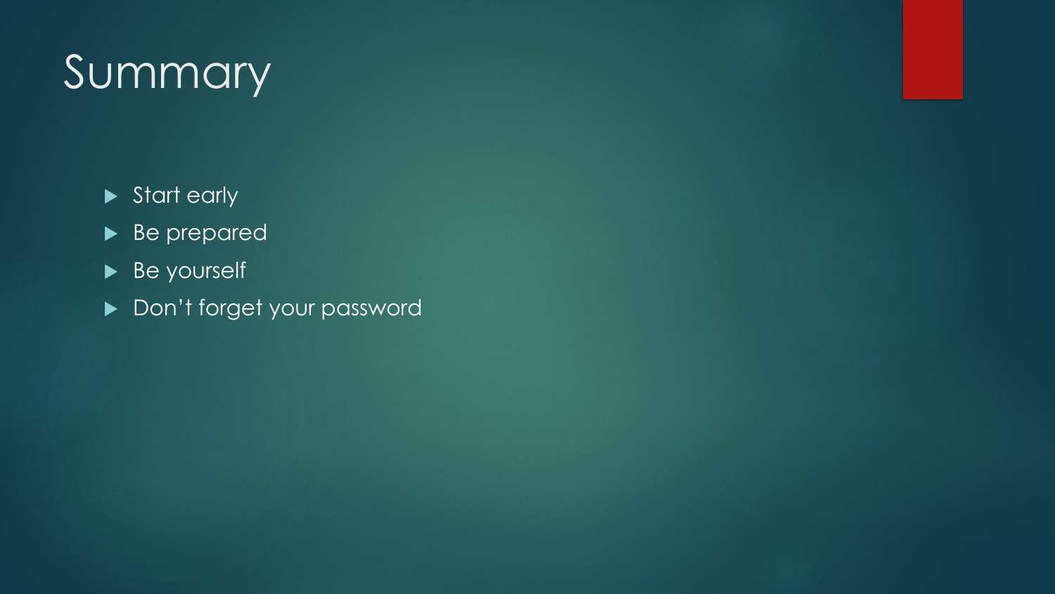# Summary

- Start early
- Be prepared
- Be yourself
- Don't forget your password